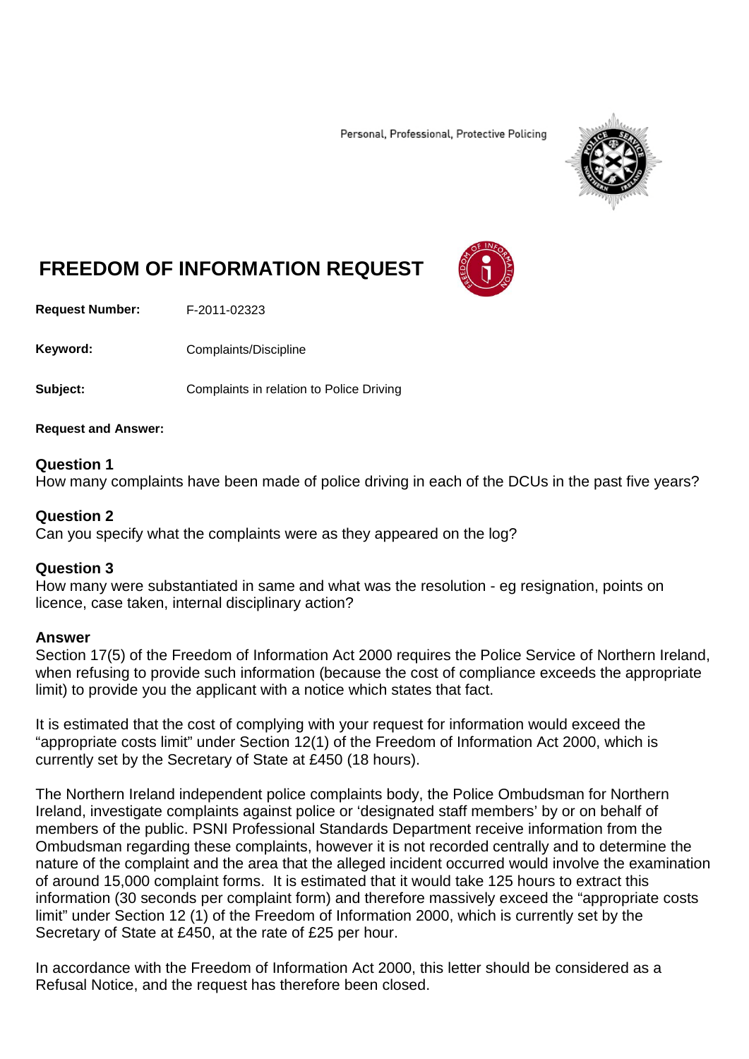Personal, Professional, Protective Policing

# FREEDOM OF INFORMATION REQUEST

**Request Number:** F-2011-02323

**Keyword:** Complaints/Discipline

**Subject:** Complaints in relation to Police Driving

**Request and Answer:**

**Question 1**
How many complaints have been made of police driving in each of the DCUs in the past five years?

**Question 2**
Can you specify what the complaints were as they appeared on the log?

**Question 3**
How many were substantiated in same and what was the resolution - eg resignation, points on licence, case taken, internal disciplinary action?

**Answer**
Section 17(5) of the Freedom of Information Act 2000 requires the Police Service of Northern Ireland, when refusing to provide such information (because the cost of compliance exceeds the appropriate limit) to provide you the applicant with a notice which states that fact.

It is estimated that the cost of complying with your request for information would exceed the "appropriate costs limit" under Section 12(1) of the Freedom of Information Act 2000, which is currently set by the Secretary of State at £450 (18 hours).

The Northern Ireland independent police complaints body, the Police Ombudsman for Northern Ireland, investigate complaints against police or 'designated staff members' by or on behalf of members of the public. PSNI Professional Standards Department receive information from the Ombudsman regarding these complaints, however it is not recorded centrally and to determine the nature of the complaint and the area that the alleged incident occurred would involve the examination of around 15,000 complaint forms. It is estimated that it would take 125 hours to extract this information (30 seconds per complaint form) and therefore massively exceed the "appropriate costs limit" under Section 12 (1) of the Freedom of Information 2000, which is currently set by the Secretary of State at £450, at the rate of £25 per hour.

In accordance with the Freedom of Information Act 2000, this letter should be considered as a Refusal Notice, and the request has therefore been closed.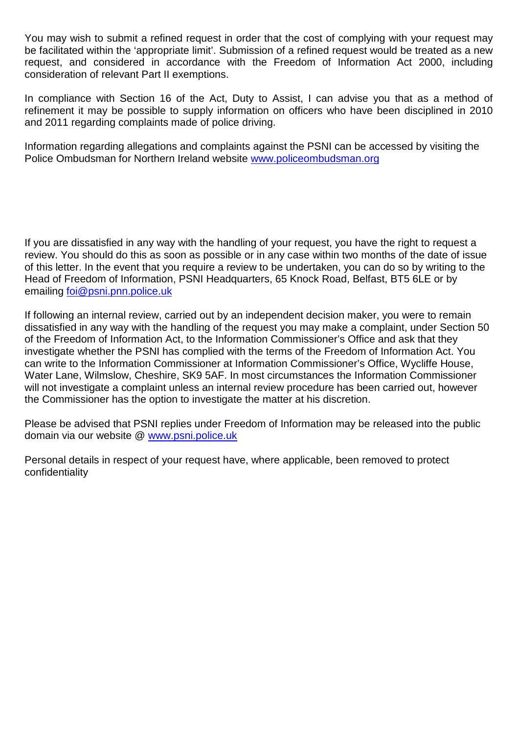You may wish to submit a refined request in order that the cost of complying with your request may be facilitated within the 'appropriate limit'. Submission of a refined request would be treated as a new request, and considered in accordance with the Freedom of Information Act 2000, including consideration of relevant Part II exemptions.

In compliance with Section 16 of the Act, Duty to Assist, I can advise you that as a method of refinement it may be possible to supply information on officers who have been disciplined in 2010 and 2011 regarding complaints made of police driving.

Information regarding allegations and complaints against the PSNI can be accessed by visiting the Police Ombudsman for Northern Ireland website [www.policeombudsman.org](http://www.policeombudsman.org)

If you are dissatisfied in any way with the handling of your request, you have the right to request a review. You should do this as soon as possible or in any case within two months of the date of issue of this letter. In the event that you require a review to be undertaken, you can do so by writing to the Head of Freedom of Information, PSNI Headquarters, 65 Knock Road, Belfast, BT5 6LE or by emailing [foi@psni.pnn.police.uk](mailto:foi@psni.pnn.police.uk)

If following an internal review, carried out by an independent decision maker, you were to remain dissatisfied in any way with the handling of the request you may make a complaint, under Section 50 of the Freedom of Information Act, to the Information Commissioner's Office and ask that they investigate whether the PSNI has complied with the terms of the Freedom of Information Act. You can write to the Information Commissioner at Information Commissioner's Office, Wycliffe House, Water Lane, Wilmslow, Cheshire, SK9 5AF. In most circumstances the Information Commissioner will not investigate a complaint unless an internal review procedure has been carried out, however the Commissioner has the option to investigate the matter at his discretion.

Please be advised that PSNI replies under Freedom of Information may be released into the public domain via our website @ [www.psni.police.uk](http://www.psni.police.uk)

Personal details in respect of your request have, where applicable, been removed to protect confidentiality